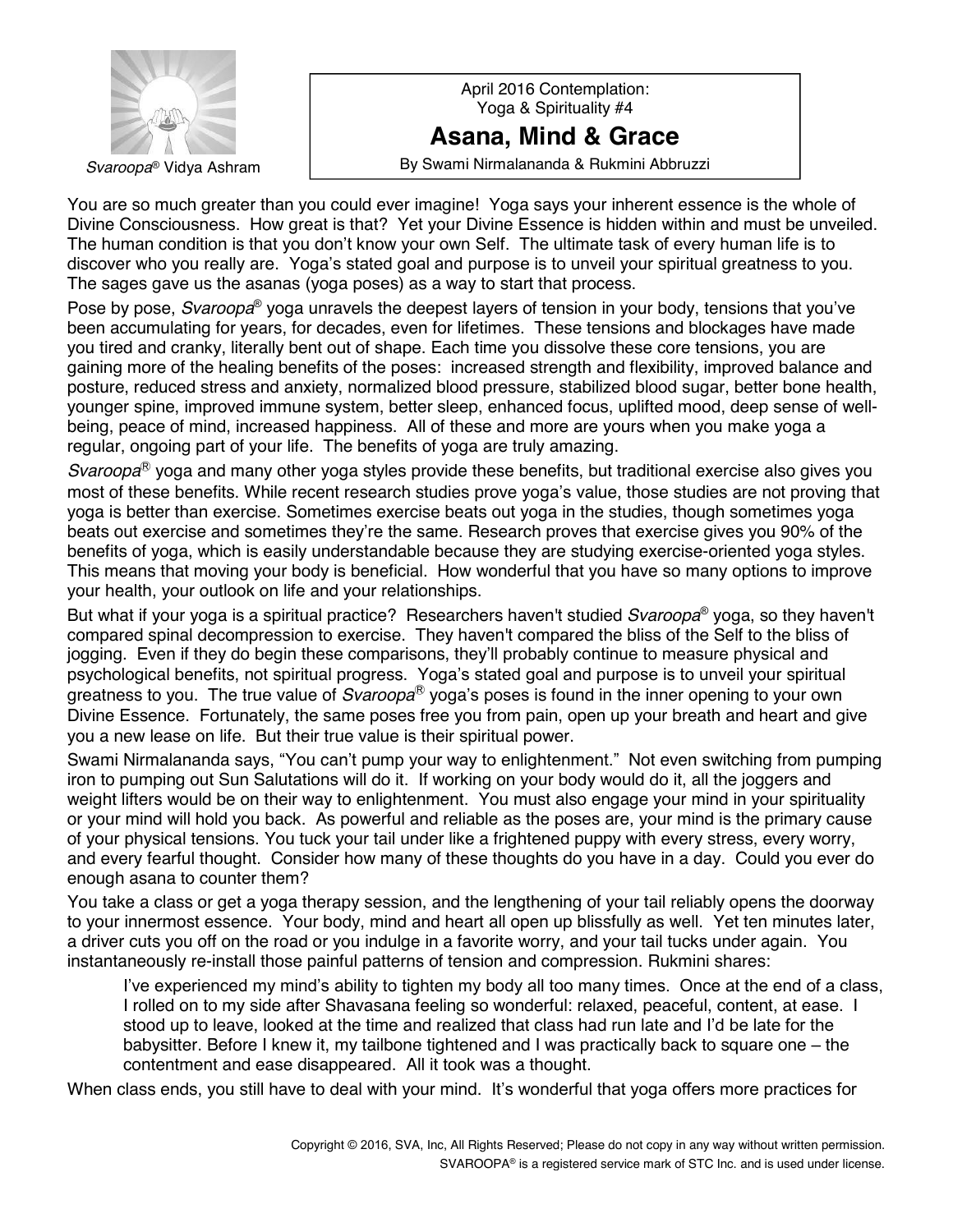*Svaroopa*® Vidya Ashram

April 2016 Contemplation:
Yoga & Spirituality #4

# Asana, Mind & Grace

By Swami Nirmalananda & Rukmini Abbruzzi

You are so much greater than you could ever imagine! Yoga says your inherent essence is the whole of Divine Consciousness. How great is that? Yet your Divine Essence is hidden within and must be unveiled. The human condition is that you don't know your own Self. The ultimate task of every human life is to discover who you really are. Yoga's stated goal and purpose is to unveil your spiritual greatness to you. The sages gave us the asanas (yoga poses) as a way to start that process.

Pose by pose, *Svaroopa*® yoga unravels the deepest layers of tension in your body, tensions that you've been accumulating for years, for decades, even for lifetimes. These tensions and blockages have made you tired and cranky, literally bent out of shape. Each time you dissolve these core tensions, you are gaining more of the healing benefits of the poses: increased strength and flexibility, improved balance and posture, reduced stress and anxiety, normalized blood pressure, stabilized blood sugar, better bone health, younger spine, improved immune system, better sleep, enhanced focus, uplifted mood, deep sense of well-being, peace of mind, increased happiness. All of these and more are yours when you make yoga a regular, ongoing part of your life. The benefits of yoga are truly amazing.

*Svaroopa*® yoga and many other yoga styles provide these benefits, but traditional exercise also gives you most of these benefits. While recent research studies prove yoga's value, those studies are not proving that yoga is better than exercise. Sometimes exercise beats out yoga in the studies, though sometimes yoga beats out exercise and sometimes they're the same. Research proves that exercise gives you 90% of the benefits of yoga, which is easily understandable because they are studying exercise-oriented yoga styles. This means that moving your body is beneficial. How wonderful that you have so many options to improve your health, your outlook on life and your relationships.

But what if your yoga is a spiritual practice? Researchers haven't studied *Svaroopa*® yoga, so they haven't compared spinal decompression to exercise. They haven't compared the bliss of the Self to the bliss of jogging. Even if they do begin these comparisons, they'll probably continue to measure physical and psychological benefits, not spiritual progress. Yoga's stated goal and purpose is to unveil your spiritual greatness to you. The true value of *Svaroopa*® yoga's poses is found in the inner opening to your own Divine Essence. Fortunately, the same poses free you from pain, open up your breath and heart and give you a new lease on life. But their true value is their spiritual power.

Swami Nirmalananda says, "You can't pump your way to enlightenment." Not even switching from pumping iron to pumping out Sun Salutations will do it. If working on your body would do it, all the joggers and weight lifters would be on their way to enlightenment. You must also engage your mind in your spirituality or your mind will hold you back. As powerful and reliable as the poses are, your mind is the primary cause of your physical tensions. You tuck your tail under like a frightened puppy with every stress, every worry, and every fearful thought. Consider how many of these thoughts do you have in a day. Could you ever do enough asana to counter them?

You take a class or get a yoga therapy session, and the lengthening of your tail reliably opens the doorway to your innermost essence. Your body, mind and heart all open up blissfully as well. Yet ten minutes later, a driver cuts you off on the road or you indulge in a favorite worry, and your tail tucks under again. You instantaneously re-install those painful patterns of tension and compression. Rukmini shares:

> I've experienced my mind's ability to tighten my body all too many times. Once at the end of a class, I rolled on to my side after Shavasana feeling so wonderful: relaxed, peaceful, content, at ease. I stood up to leave, looked at the time and realized that class had run late and I'd be late for the babysitter. Before I knew it, my tailbone tightened and I was practically back to square one – the contentment and ease disappeared. All it took was a thought.

When class ends, you still have to deal with your mind. It's wonderful that yoga offers more practices for

Copyright © 2016, SVA, Inc, All Rights Reserved; Please do not copy in any way without written permission.
SVAROOPA® is a registered service mark of STC Inc. and is used under license.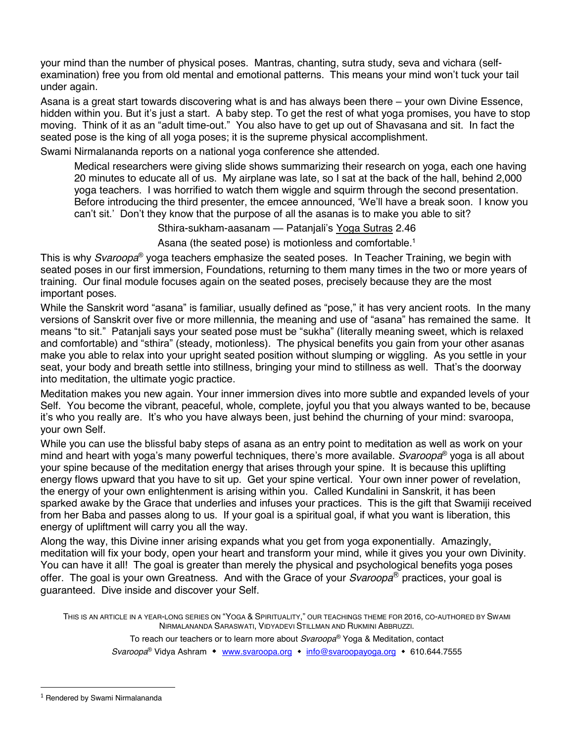your mind than the number of physical poses. Mantras, chanting, sutra study, seva and vichara (self-examination) free you from old mental and emotional patterns. This means your mind won't tuck your tail under again.

Asana is a great start towards discovering what is and has always been there – your own Divine Essence, hidden within you. But it's just a start. A baby step. To get the rest of what yoga promises, you have to stop moving. Think of it as an "adult time-out." You also have to get up out of Shavasana and sit. In fact the seated pose is the king of all yoga poses; it is the supreme physical accomplishment.

Swami Nirmalananda reports on a national yoga conference she attended.

> Medical researchers were giving slide shows summarizing their research on yoga, each one having 20 minutes to educate all of us. My airplane was late, so I sat at the back of the hall, behind 2,000 yoga teachers. I was horrified to watch them wiggle and squirm through the second presentation. Before introducing the third presenter, the emcee announced, 'We'll have a break soon. I know you can't sit.' Don't they know that the purpose of all the asanas is to make you able to sit?
>
> Sthira-sukham-aasanam — Patanjali's Yoga Sutras 2.46
>
> Asana (the seated pose) is motionless and comfortable.[1]

This is why *Svaroopa®* yoga teachers emphasize the seated poses. In Teacher Training, we begin with seated poses in our first immersion, Foundations, returning to them many times in the two or more years of training. Our final module focuses again on the seated poses, precisely because they are the most important poses.

While the Sanskrit word "asana" is familiar, usually defined as "pose," it has very ancient roots. In the many versions of Sanskrit over five or more millennia, the meaning and use of "asana" has remained the same. It means "to sit." Patanjali says your seated pose must be "sukha" (literally meaning sweet, which is relaxed and comfortable) and "sthira" (steady, motionless). The physical benefits you gain from your other asanas make you able to relax into your upright seated position without slumping or wiggling. As you settle in your seat, your body and breath settle into stillness, bringing your mind to stillness as well. That's the doorway into meditation, the ultimate yogic practice.

Meditation makes you new again. Your inner immersion dives into more subtle and expanded levels of your Self. You become the vibrant, peaceful, whole, complete, joyful you that you always wanted to be, because it's who you really are. It's who you have always been, just behind the churning of your mind: svaroopa, your own Self.

While you can use the blissful baby steps of asana as an entry point to meditation as well as work on your mind and heart with yoga's many powerful techniques, there's more available. *Svaroopa®* yoga is all about your spine because of the meditation energy that arises through your spine. It is because this uplifting energy flows upward that you have to sit up. Get your spine vertical. Your own inner power of revelation, the energy of your own enlightenment is arising within you. Called Kundalini in Sanskrit, it has been sparked awake by the Grace that underlies and infuses your practices. This is the gift that Swamiji received from her Baba and passes along to us. If your goal is a spiritual goal, if what you want is liberation, this energy of upliftment will carry you all the way.

Along the way, this Divine inner arising expands what you get from yoga exponentially. Amazingly, meditation will fix your body, open your heart and transform your mind, while it gives you your own Divinity. You can have it all! The goal is greater than merely the physical and psychological benefits yoga poses offer. The goal is your own Greatness. And with the Grace of your *Svaroopa®* practices, your goal is guaranteed. Dive inside and discover your Self.

THIS IS AN ARTICLE IN A YEAR-LONG SERIES ON "YOGA & SPIRITUALITY," OUR TEACHINGS THEME FOR 2016, CO-AUTHORED BY SWAMI NIRMALANANDA SARASWATI, VIDYADEVI STILLMAN AND RUKMINI ABBRUZZI.

To reach our teachers or to learn more about *Svaroopa®* Yoga & Meditation, contact

*Svaroopa®* Vidya Ashram ◆ www.svaroopa.org ◆ info@svaroopayoga.org ◆ 610.644.7555

[1] Rendered by Swami Nirmalananda